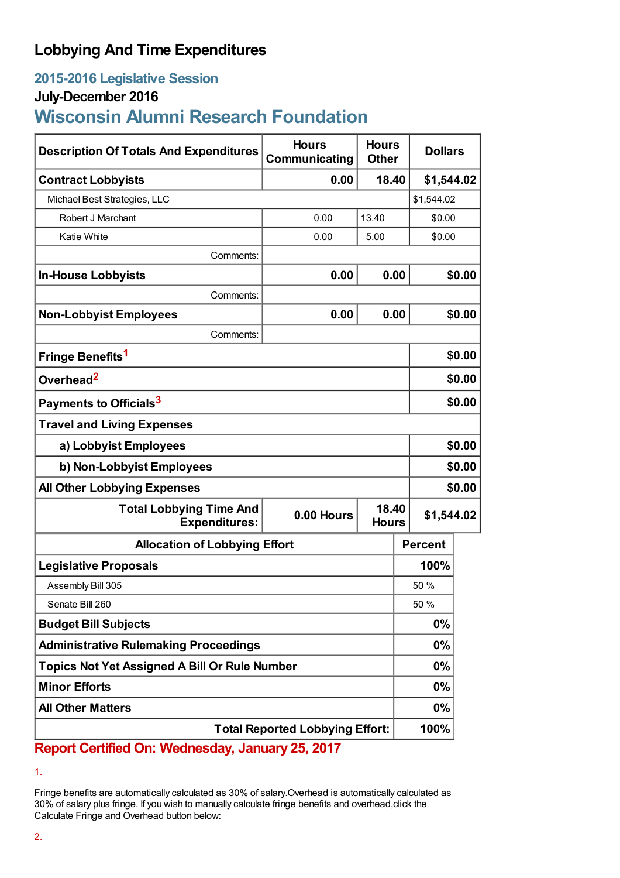# Lobbying And Time Expenditures

## 2015-2016 Legislative Session

### July-December 2016

## Wisconsin Alumni Research Foundation

| Description Of Totals And Expenditures | Hours Communicating | Hours Other | Dollars |
|---|---|---|---|
| **Contract Lobbyists** | **0.00** | **18.40** | **$1,544.02** |
| Michael Best Strategies, LLC | | | $1,544.02 |
| Robert J Marchant | 0.00 | 13.40 | $0.00 |
| Katie White | 0.00 | 5.00 | $0.00 |
| Comments: | | | |
| **In-House Lobbyists** | **0.00** | **0.00** | **$0.00** |
| Comments: | | | |
| **Non-Lobbyist Employees** | **0.00** | **0.00** | **$0.00** |
| Comments: | | | |
| **Fringe Benefits**[1] | | | **$0.00** |
| **Overhead**[2] | | | **$0.00** |
| **Payments to Officials**[3] | | | **$0.00** |
| **Travel and Living Expenses** | | | |
| **a) Lobbyist Employees** | | | **$0.00** |
| **b) Non-Lobbyist Employees** | | | **$0.00** |
| **All Other Lobbying Expenses** | | | **$0.00** |
| **Total Lobbying Time And Expenditures:** | **0.00 Hours** | **18.40 Hours** | **$1,544.02** |

| Allocation of Lobbying Effort | Percent |
|---|---|
| **Legislative Proposals** | **100%** |
| Assembly Bill 305 | 50 % |
| Senate Bill 260 | 50 % |
| **Budget Bill Subjects** | **0%** |
| **Administrative Rulemaking Proceedings** | **0%** |
| **Topics Not Yet Assigned A Bill Or Rule Number** | **0%** |
| **Minor Efforts** | **0%** |
| **All Other Matters** | **0%** |
| **Total Reported Lobbying Effort:** | **100%** |

**Report Certified On: Wednesday, January 25, 2017**

1.

Fringe benefits are automatically calculated as 30% of salary.Overhead is automatically calculated as 30% of salary plus fringe. If you wish to manually calculate fringe benefits and overhead,click the Calculate Fringe and Overhead button below:

2.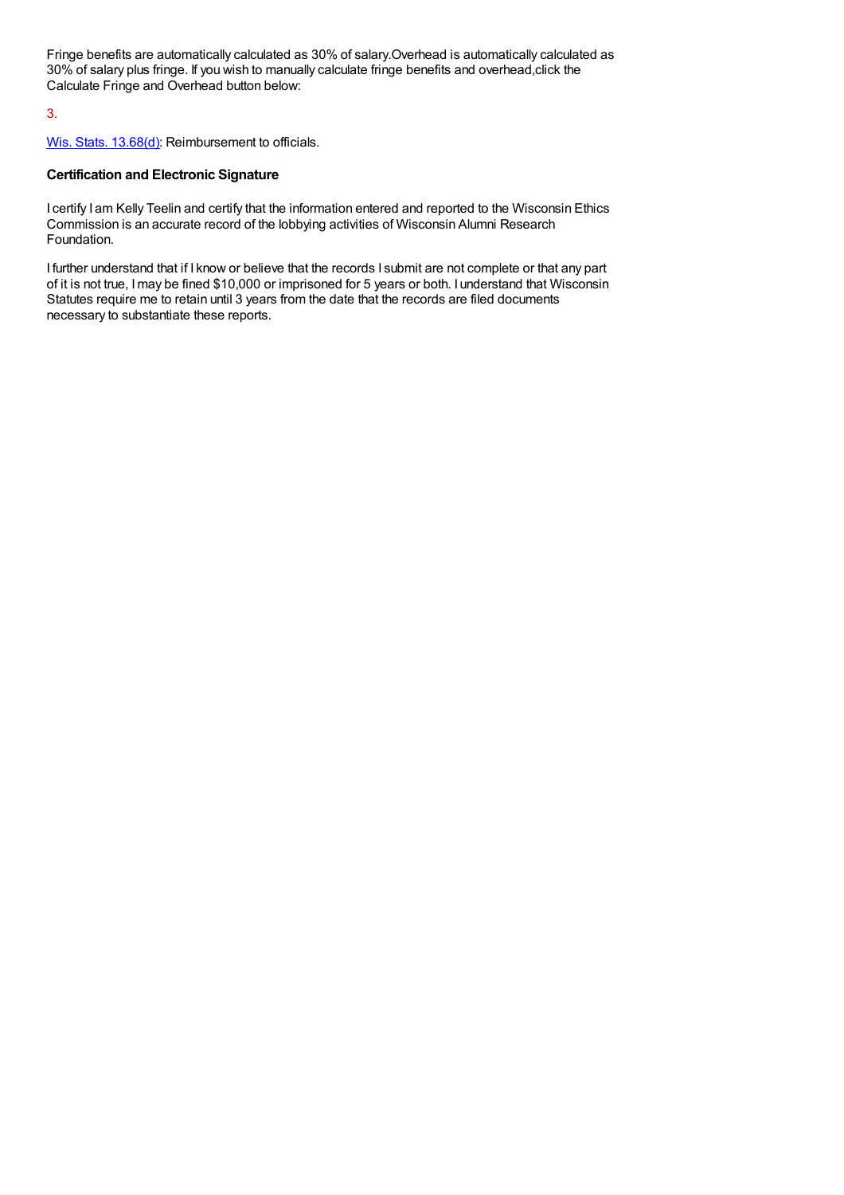Fringe benefits are automatically calculated as 30% of salary.Overhead is automatically calculated as 30% of salary plus fringe. If you wish to manually calculate fringe benefits and overhead,click the Calculate Fringe and Overhead button below:

3.

Wis. Stats. 13.68(d): Reimbursement to officials.

**Certification and Electronic Signature**

I certify I am Kelly Teelin and certify that the information entered and reported to the Wisconsin Ethics Commission is an accurate record of the lobbying activities of Wisconsin Alumni Research Foundation.

I further understand that if I know or believe that the records I submit are not complete or that any part of it is not true, I may be fined $10,000 or imprisoned for 5 years or both. I understand that Wisconsin Statutes require me to retain until 3 years from the date that the records are filed documents necessary to substantiate these reports.